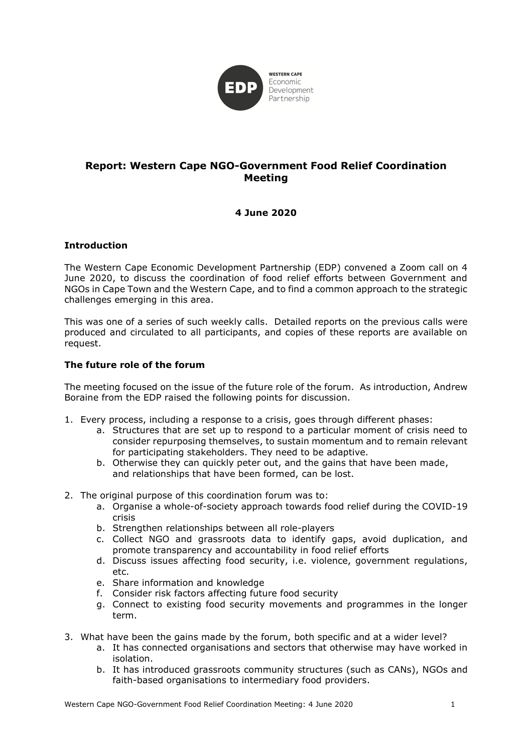**WESTERN CAPE** Economic Development Partnership

## Report: Western Cape NGO-Government Food Relief Coordination Meeting

**4 June 2020**

### Introduction

The Western Cape Economic Development Partnership (EDP) convened a Zoom call on 4 June 2020, to discuss the coordination of food relief efforts between Government and NGOs in Cape Town and the Western Cape, and to find a common approach to the strategic challenges emerging in this area.

This was one of a series of such weekly calls. Detailed reports on the previous calls were produced and circulated to all participants, and copies of these reports are available on request.

### The future role of the forum

The meeting focused on the issue of the future role of the forum. As introduction, Andrew Boraine from the EDP raised the following points for discussion.

1. Every process, including a response to a crisis, goes through different phases:
    a. Structures that are set up to respond to a particular moment of crisis need to consider repurposing themselves, to sustain momentum and to remain relevant for participating stakeholders. They need to be adaptive.
    b. Otherwise they can quickly peter out, and the gains that have been made, and relationships that have been formed, can be lost.

2. The original purpose of this coordination forum was to:
    a. Organise a whole-of-society approach towards food relief during the COVID-19 crisis
    b. Strengthen relationships between all role-players
    c. Collect NGO and grassroots data to identify gaps, avoid duplication, and promote transparency and accountability in food relief efforts
    d. Discuss issues affecting food security, i.e. violence, government regulations, etc.
    e. Share information and knowledge
    f. Consider risk factors affecting future food security
    g. Connect to existing food security movements and programmes in the longer term.

3. What have been the gains made by the forum, both specific and at a wider level?
    a. It has connected organisations and sectors that otherwise may have worked in isolation.
    b. It has introduced grassroots community structures (such as CANs), NGOs and faith-based organisations to intermediary food providers.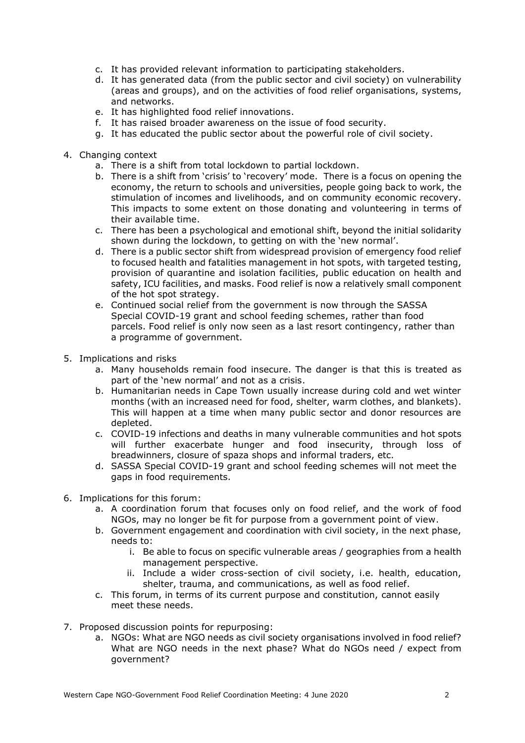c. It has provided relevant information to participating stakeholders.
d. It has generated data (from the public sector and civil society) on vulnerability (areas and groups), and on the activities of food relief organisations, systems, and networks.
e. It has highlighted food relief innovations.
f. It has raised broader awareness on the issue of food security.
g. It has educated the public sector about the powerful role of civil society.

4. Changing context
   a. There is a shift from total lockdown to partial lockdown.
   b. There is a shift from 'crisis' to 'recovery' mode. There is a focus on opening the economy, the return to schools and universities, people going back to work, the stimulation of incomes and livelihoods, and on community economic recovery. This impacts to some extent on those donating and volunteering in terms of their available time.
   c. There has been a psychological and emotional shift, beyond the initial solidarity shown during the lockdown, to getting on with the 'new normal'.
   d. There is a public sector shift from widespread provision of emergency food relief to focused health and fatalities management in hot spots, with targeted testing, provision of quarantine and isolation facilities, public education on health and safety, ICU facilities, and masks. Food relief is now a relatively small component of the hot spot strategy.
   e. Continued social relief from the government is now through the SASSA Special COVID-19 grant and school feeding schemes, rather than food parcels. Food relief is only now seen as a last resort contingency, rather than a programme of government.

5. Implications and risks
   a. Many households remain food insecure. The danger is that this is treated as part of the 'new normal' and not as a crisis.
   b. Humanitarian needs in Cape Town usually increase during cold and wet winter months (with an increased need for food, shelter, warm clothes, and blankets). This will happen at a time when many public sector and donor resources are depleted.
   c. COVID-19 infections and deaths in many vulnerable communities and hot spots will further exacerbate hunger and food insecurity, through loss of breadwinners, closure of spaza shops and informal traders, etc.
   d. SASSA Special COVID-19 grant and school feeding schemes will not meet the gaps in food requirements.

6. Implications for this forum:
   a. A coordination forum that focuses only on food relief, and the work of food NGOs, may no longer be fit for purpose from a government point of view.
   b. Government engagement and coordination with civil society, in the next phase, needs to:
      i. Be able to focus on specific vulnerable areas / geographies from a health management perspective.
      ii. Include a wider cross-section of civil society, i.e. health, education, shelter, trauma, and communications, as well as food relief.
   c. This forum, in terms of its current purpose and constitution, cannot easily meet these needs.

7. Proposed discussion points for repurposing:
   a. NGOs: What are NGO needs as civil society organisations involved in food relief? What are NGO needs in the next phase? What do NGOs need / expect from government?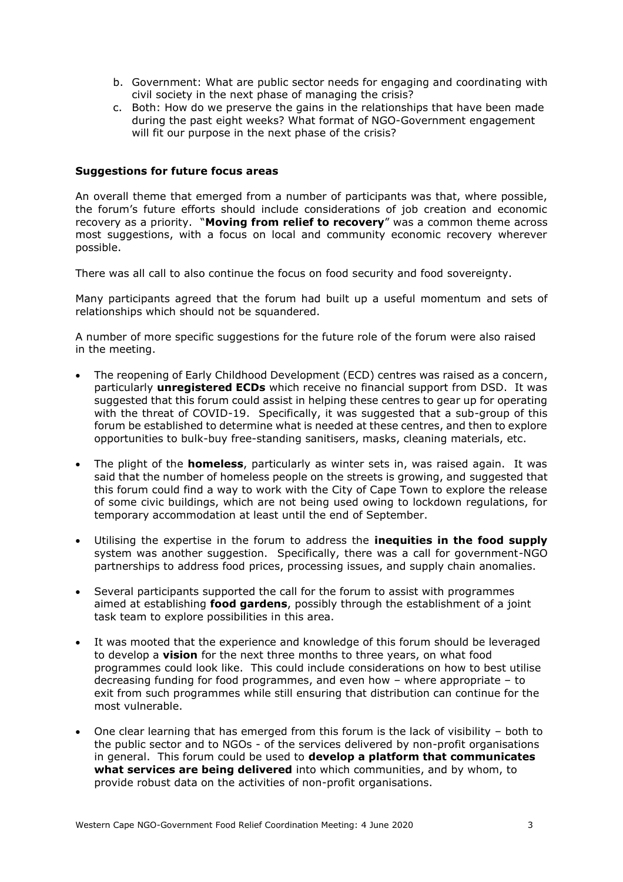b. Government: What are public sector needs for engaging and coordinating with civil society in the next phase of managing the crisis?
c. Both: How do we preserve the gains in the relationships that have been made during the past eight weeks? What format of NGO-Government engagement will fit our purpose in the next phase of the crisis?

**Suggestions for future focus areas**

An overall theme that emerged from a number of participants was that, where possible, the forum's future efforts should include considerations of job creation and economic recovery as a priority. "**Moving from relief to recovery**" was a common theme across most suggestions, with a focus on local and community economic recovery wherever possible.

There was all call to also continue the focus on food security and food sovereignty.

Many participants agreed that the forum had built up a useful momentum and sets of relationships which should not be squandered.

A number of more specific suggestions for the future role of the forum were also raised in the meeting.

- The reopening of Early Childhood Development (ECD) centres was raised as a concern, particularly **unregistered ECDs** which receive no financial support from DSD. It was suggested that this forum could assist in helping these centres to gear up for operating with the threat of COVID-19. Specifically, it was suggested that a sub-group of this forum be established to determine what is needed at these centres, and then to explore opportunities to bulk-buy free-standing sanitisers, masks, cleaning materials, etc.
- The plight of the **homeless**, particularly as winter sets in, was raised again. It was said that the number of homeless people on the streets is growing, and suggested that this forum could find a way to work with the City of Cape Town to explore the release of some civic buildings, which are not being used owing to lockdown regulations, for temporary accommodation at least until the end of September.
- Utilising the expertise in the forum to address the **inequities in the food supply** system was another suggestion. Specifically, there was a call for government-NGO partnerships to address food prices, processing issues, and supply chain anomalies.
- Several participants supported the call for the forum to assist with programmes aimed at establishing **food gardens**, possibly through the establishment of a joint task team to explore possibilities in this area.
- It was mooted that the experience and knowledge of this forum should be leveraged to develop a **vision** for the next three months to three years, on what food programmes could look like. This could include considerations on how to best utilise decreasing funding for food programmes, and even how – where appropriate – to exit from such programmes while still ensuring that distribution can continue for the most vulnerable.
- One clear learning that has emerged from this forum is the lack of visibility – both to the public sector and to NGOs - of the services delivered by non-profit organisations in general. This forum could be used to **develop a platform that communicates what services are being delivered** into which communities, and by whom, to provide robust data on the activities of non-profit organisations.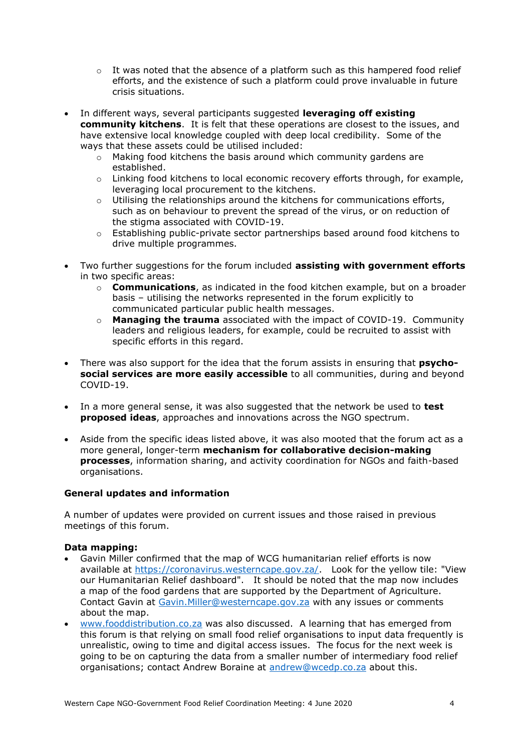- It was noted that the absence of a platform such as this hampered food relief efforts, and the existence of such a platform could prove invaluable in future crisis situations.

- In different ways, several participants suggested **leveraging off existing community kitchens**. It is felt that these operations are closest to the issues, and have extensive local knowledge coupled with deep local credibility. Some of the ways that these assets could be utilised included:
  - Making food kitchens the basis around which community gardens are established.
  - Linking food kitchens to local economic recovery efforts through, for example, leveraging local procurement to the kitchens.
  - Utilising the relationships around the kitchens for communications efforts, such as on behaviour to prevent the spread of the virus, or on reduction of the stigma associated with COVID-19.
  - Establishing public-private sector partnerships based around food kitchens to drive multiple programmes.

- Two further suggestions for the forum included **assisting with government efforts** in two specific areas:
  - **Communications**, as indicated in the food kitchen example, but on a broader basis – utilising the networks represented in the forum explicitly to communicated particular public health messages.
  - **Managing the trauma** associated with the impact of COVID-19. Community leaders and religious leaders, for example, could be recruited to assist with specific efforts in this regard.

- There was also support for the idea that the forum assists in ensuring that **psycho-social services are more easily accessible** to all communities, during and beyond COVID-19.

- In a more general sense, it was also suggested that the network be used to **test proposed ideas**, approaches and innovations across the NGO spectrum.

- Aside from the specific ideas listed above, it was also mooted that the forum act as a more general, longer-term **mechanism for collaborative decision-making processes**, information sharing, and activity coordination for NGOs and faith-based organisations.

**General updates and information**

A number of updates were provided on current issues and those raised in previous meetings of this forum.

**Data mapping:**

- Gavin Miller confirmed that the map of WCG humanitarian relief efforts is now available at https://coronavirus.westerncape.gov.za/. Look for the yellow tile: "View our Humanitarian Relief dashboard". It should be noted that the map now includes a map of the food gardens that are supported by the Department of Agriculture. Contact Gavin at Gavin.Miller@westerncape.gov.za with any issues or comments about the map.
- www.fooddistribution.co.za was also discussed. A learning that has emerged from this forum is that relying on small food relief organisations to input data frequently is unrealistic, owing to time and digital access issues. The focus for the next week is going to be on capturing the data from a smaller number of intermediary food relief organisations; contact Andrew Boraine at andrew@wcedp.co.za about this.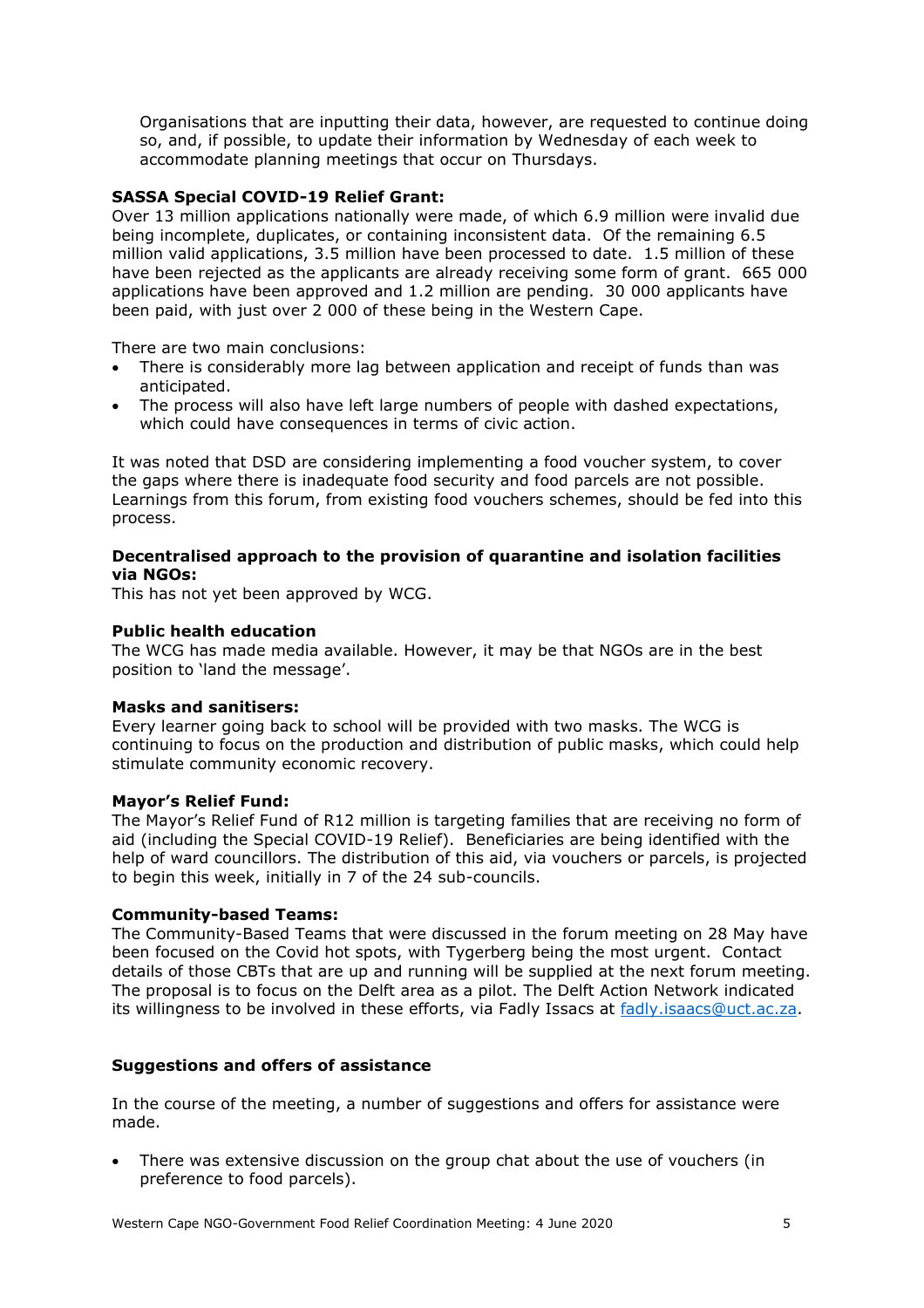Organisations that are inputting their data, however, are requested to continue doing so, and, if possible, to update their information by Wednesday of each week to accommodate planning meetings that occur on Thursdays.

**SASSA Special COVID-19 Relief Grant:**
Over 13 million applications nationally were made, of which 6.9 million were invalid due being incomplete, duplicates, or containing inconsistent data. Of the remaining 6.5 million valid applications, 3.5 million have been processed to date. 1.5 million of these have been rejected as the applicants are already receiving some form of grant. 665 000 applications have been approved and 1.2 million are pending. 30 000 applicants have been paid, with just over 2 000 of these being in the Western Cape.

There are two main conclusions:

- There is considerably more lag between application and receipt of funds than was anticipated.
- The process will also have left large numbers of people with dashed expectations, which could have consequences in terms of civic action.

It was noted that DSD are considering implementing a food voucher system, to cover the gaps where there is inadequate food security and food parcels are not possible. Learnings from this forum, from existing food vouchers schemes, should be fed into this process.

**Decentralised approach to the provision of quarantine and isolation facilities via NGOs:**
This has not yet been approved by WCG.

**Public health education**
The WCG has made media available. However, it may be that NGOs are in the best position to 'land the message'.

**Masks and sanitisers:**
Every learner going back to school will be provided with two masks. The WCG is continuing to focus on the production and distribution of public masks, which could help stimulate community economic recovery.

**Mayor's Relief Fund:**
The Mayor's Relief Fund of R12 million is targeting families that are receiving no form of aid (including the Special COVID-19 Relief). Beneficiaries are being identified with the help of ward councillors. The distribution of this aid, via vouchers or parcels, is projected to begin this week, initially in 7 of the 24 sub-councils.

**Community-based Teams:**
The Community-Based Teams that were discussed in the forum meeting on 28 May have been focused on the Covid hot spots, with Tygerberg being the most urgent. Contact details of those CBTs that are up and running will be supplied at the next forum meeting. The proposal is to focus on the Delft area as a pilot. The Delft Action Network indicated its willingness to be involved in these efforts, via Fadly Issacs at [fadly.isaacs@uct.ac.za](mailto:fadly.isaacs@uct.ac.za).

**Suggestions and offers of assistance**

In the course of the meeting, a number of suggestions and offers for assistance were made.

- There was extensive discussion on the group chat about the use of vouchers (in preference to food parcels).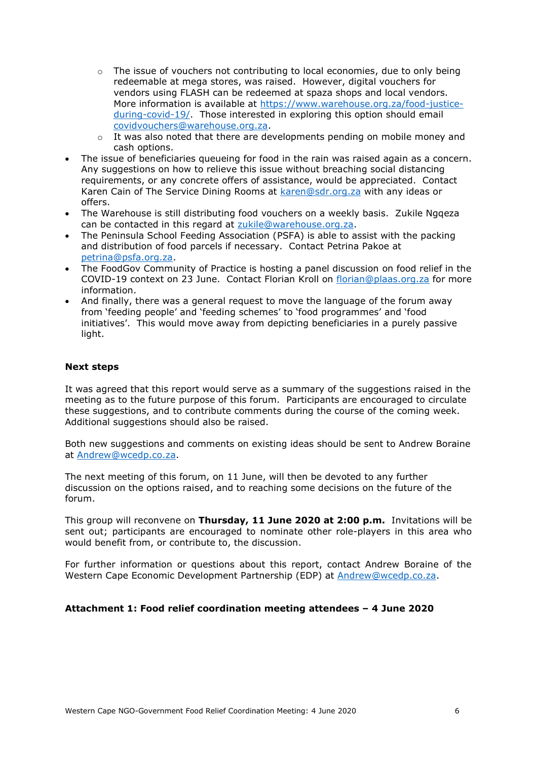- The issue of vouchers not contributing to local economies, due to only being redeemable at mega stores, was raised. However, digital vouchers for vendors using FLASH can be redeemed at spaza shops and local vendors. More information is available at https://www.warehouse.org.za/food-justice-during-covid-19/. Those interested in exploring this option should email covidvouchers@warehouse.org.za.
  - It was also noted that there are developments pending on mobile money and cash options.
- The issue of beneficiaries queueing for food in the rain was raised again as a concern. Any suggestions on how to relieve this issue without breaching social distancing requirements, or any concrete offers of assistance, would be appreciated. Contact Karen Cain of The Service Dining Rooms at karen@sdr.org.za with any ideas or offers.
- The Warehouse is still distributing food vouchers on a weekly basis. Zukile Ngqeza can be contacted in this regard at zukile@warehouse.org.za.
- The Peninsula School Feeding Association (PSFA) is able to assist with the packing and distribution of food parcels if necessary. Contact Petrina Pakoe at petrina@psfa.org.za.
- The FoodGov Community of Practice is hosting a panel discussion on food relief in the COVID-19 context on 23 June. Contact Florian Kroll on florian@plaas.org.za for more information.
- And finally, there was a general request to move the language of the forum away from 'feeding people' and 'feeding schemes' to 'food programmes' and 'food initiatives'. This would move away from depicting beneficiaries in a purely passive light.

**Next steps**

It was agreed that this report would serve as a summary of the suggestions raised in the meeting as to the future purpose of this forum. Participants are encouraged to circulate these suggestions, and to contribute comments during the course of the coming week. Additional suggestions should also be raised.

Both new suggestions and comments on existing ideas should be sent to Andrew Boraine at Andrew@wcedp.co.za.

The next meeting of this forum, on 11 June, will then be devoted to any further discussion on the options raised, and to reaching some decisions on the future of the forum.

This group will reconvene on **Thursday, 11 June 2020 at 2:00 p.m.** Invitations will be sent out; participants are encouraged to nominate other role-players in this area who would benefit from, or contribute to, the discussion.

For further information or questions about this report, contact Andrew Boraine of the Western Cape Economic Development Partnership (EDP) at Andrew@wcedp.co.za.

**Attachment 1: Food relief coordination meeting attendees – 4 June 2020**